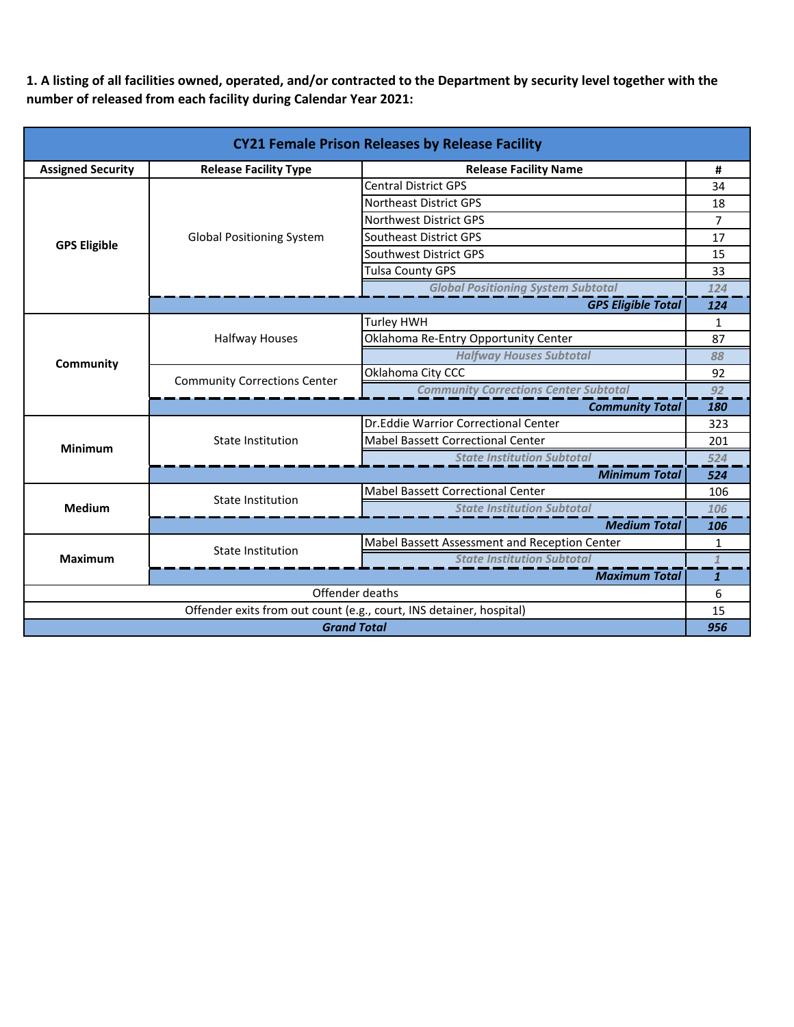**1. A listing of all facilities owned, operated, and/or contracted to the Department by security level together with the number of released from each facility during Calendar Year 2021:**

| CY21 Female Prison Releases by Release Facility | | | |
|---|---|---|---|
| **Assigned Security** | **Release Facility Type** | **Release Facility Name** | **#** |
| **GPS Eligible** | Global Positioning System | Central District GPS | 34 |
| | | Northeast District GPS | 18 |
| | | Northwest District GPS | 7 |
| | | Southeast District GPS | 17 |
| | | Southwest District GPS | 15 |
| | | Tulsa County GPS | 33 |
| | | *Global Positioning System Subtotal* | *124* |
| | | ***GPS Eligible Total*** | ***124*** |
| **Community** | Halfway Houses | Turley HWH | 1 |
| | | Oklahoma Re-Entry Opportunity Center | 87 |
| | | *Halfway Houses Subtotal* | *88* |
| | Community Corrections Center | Oklahoma City CCC | 92 |
| | | *Community Corrections Center Subtotal* | *92* |
| | | ***Community Total*** | ***180*** |
| **Minimum** | State Institution | Dr.Eddie Warrior Correctional Center | 323 |
| | | Mabel Bassett Correctional Center | 201 |
| | | *State Institution Subtotal* | *524* |
| | | ***Minimum Total*** | ***524*** |
| **Medium** | State Institution | Mabel Bassett Correctional Center | 106 |
| | | *State Institution Subtotal* | *106* |
| | | ***Medium Total*** | ***106*** |
| **Maximum** | State Institution | Mabel Bassett Assessment and Reception Center | 1 |
| | | *State Institution Subtotal* | *1* |
| | | ***Maximum Total*** | ***1*** |
| Offender deaths | | | 6 |
| Offender exits from out count (e.g., court, INS detainer, hospital) | | | 15 |
| ***Grand Total*** | | | ***956*** |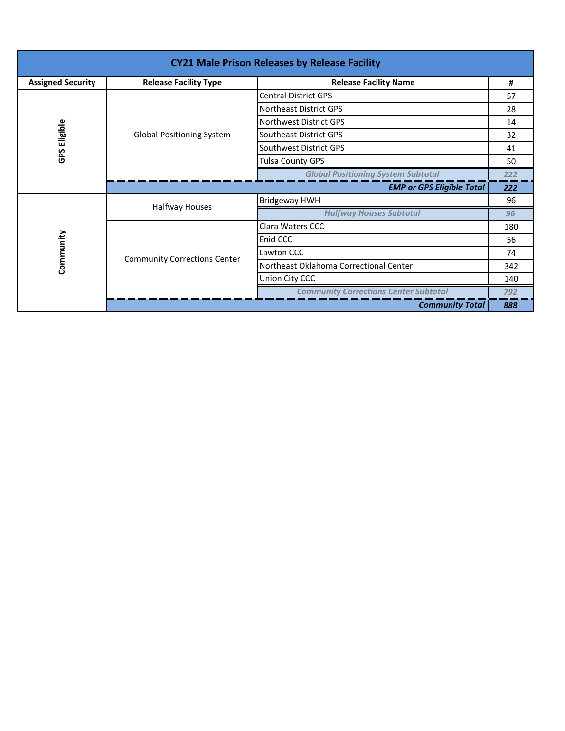| CY21 Male Prison Releases by Release Facility | | | |
|---|---|---|---|
| **Assigned Security** | **Release Facility Type** | **Release Facility Name** | **#** |
| **GPS Eligible** | Global Positioning System | Central District GPS | 57 |
| | | Northeast District GPS | 28 |
| | | Northwest District GPS | 14 |
| | | Southeast District GPS | 32 |
| | | Southwest District GPS | 41 |
| | | Tulsa County GPS | 50 |
| | | *Global Positioning System Subtotal* | *222* |
| | | ***EMP or GPS Eligible Total*** | ***222*** |
| **Community** | Halfway Houses | Bridgeway HWH | 96 |
| | | *Halfway Houses Subtotal* | *96* |
| | Community Corrections Center | Clara Waters CCC | 180 |
| | | Enid CCC | 56 |
| | | Lawton CCC | 74 |
| | | Northeast Oklahoma Correctional Center | 342 |
| | | Union City CCC | 140 |
| | | *Community Corrections Center Subtotal* | *792* |
| | | ***Community Total*** | ***888*** |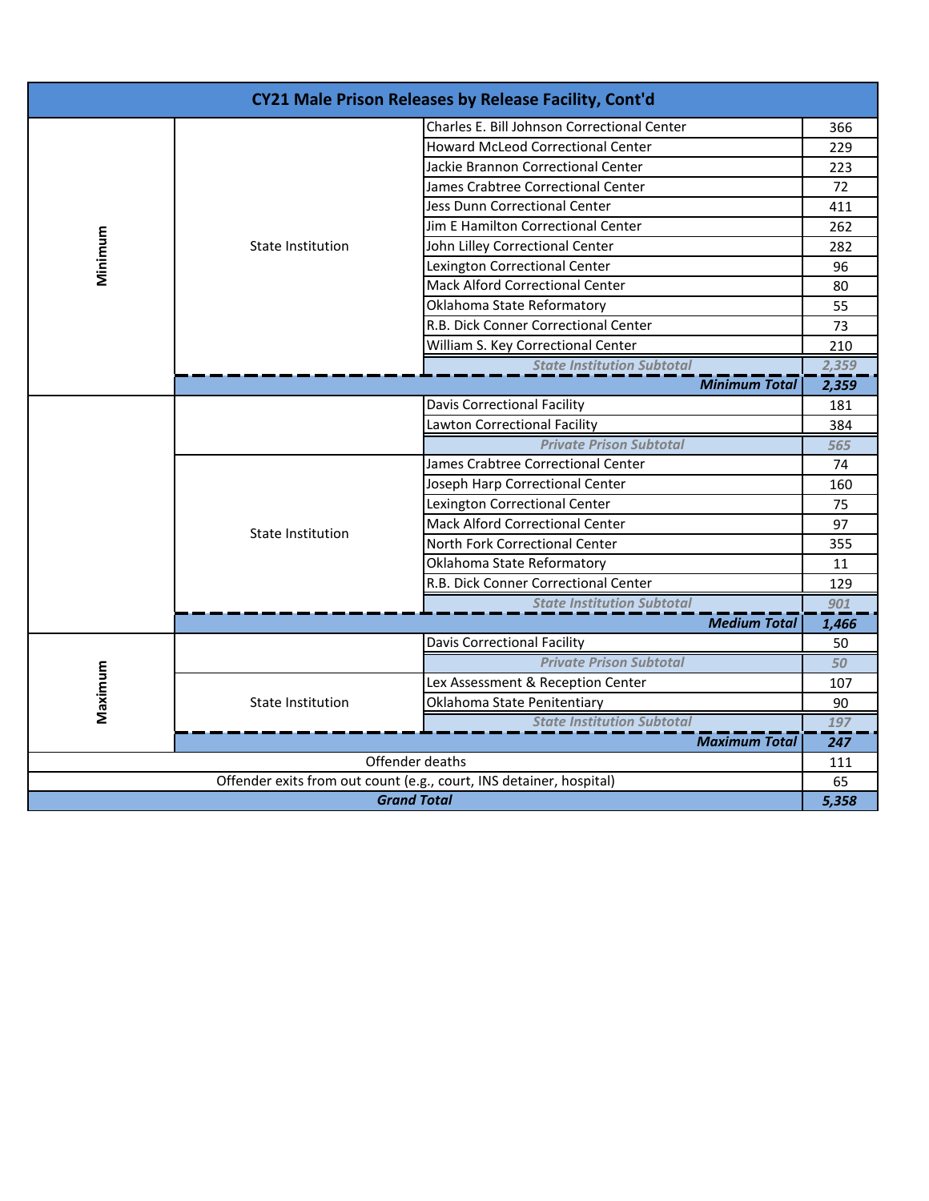## CY21 Male Prison Releases by Release Facility, Cont'd

| Security Level | Facility Type | Facility | Releases |
|---|---|---|---|
| Minimum | State Institution | Charles E. Bill Johnson Correctional Center | 366 |
| | | Howard McLeod Correctional Center | 229 |
| | | Jackie Brannon Correctional Center | 223 |
| | | James Crabtree Correctional Center | 72 |
| | | Jess Dunn Correctional Center | 411 |
| | | Jim E Hamilton Correctional Center | 262 |
| | | John Lilley Correctional Center | 282 |
| | | Lexington Correctional Center | 96 |
| | | Mack Alford Correctional Center | 80 |
| | | Oklahoma State Reformatory | 55 |
| | | R.B. Dick Conner Correctional Center | 73 |
| | | William S. Key Correctional Center | 210 |
| | | *State Institution Subtotal* | *2,359* |
| | | ***Minimum Total*** | ***2,359*** |
| Medium | | Davis Correctional Facility | 181 |
| | | Lawton Correctional Facility | 384 |
| | | *Private Prison Subtotal* | *565* |
| | State Institution | James Crabtree Correctional Center | 74 |
| | | Joseph Harp Correctional Center | 160 |
| | | Lexington Correctional Center | 75 |
| | | Mack Alford Correctional Center | 97 |
| | | North Fork Correctional Center | 355 |
| | | Oklahoma State Reformatory | 11 |
| | | R.B. Dick Conner Correctional Center | 129 |
| | | *State Institution Subtotal* | *901* |
| | | ***Medium Total*** | ***1,466*** |
| Maximum | | Davis Correctional Facility | 50 |
| | | *Private Prison Subtotal* | *50* |
| | State Institution | Lex Assessment & Reception Center | 107 |
| | | Oklahoma State Penitentiary | 90 |
| | | *State Institution Subtotal* | *197* |
| | | ***Maximum Total*** | ***247*** |
| Offender deaths | | | 111 |
| Offender exits from out count (e.g., court, INS detainer, hospital) | | | 65 |
| ***Grand Total*** | | | ***5,358*** |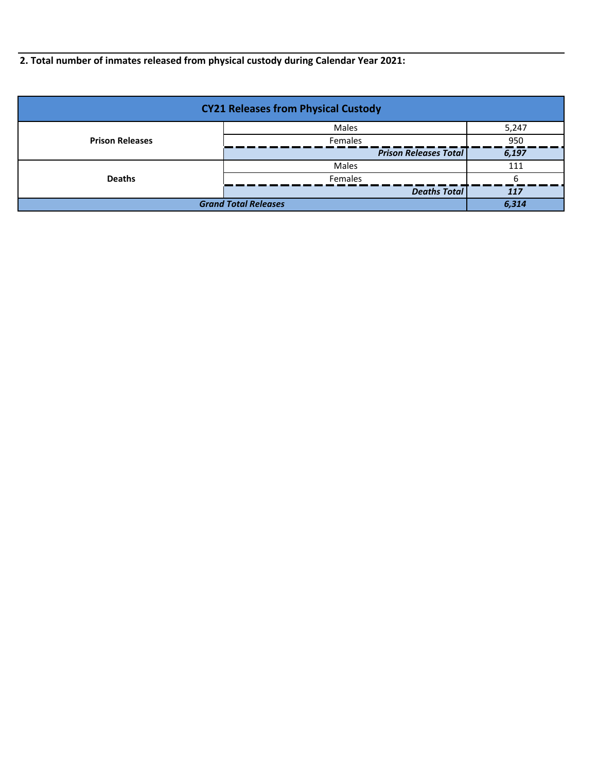**2. Total number of inmates released from physical custody during Calendar Year 2021:**

| CY21 Releases from Physical Custody | | |
|---|---|---|
| **Prison Releases** | Males | 5,247 |
| | Females | 950 |
| | ***Prison Releases Total*** | ***6,197*** |
| **Deaths** | Males | 111 |
| | Females | 6 |
| | ***Deaths Total*** | ***117*** |
| ***Grand Total Releases*** | | ***6,314*** |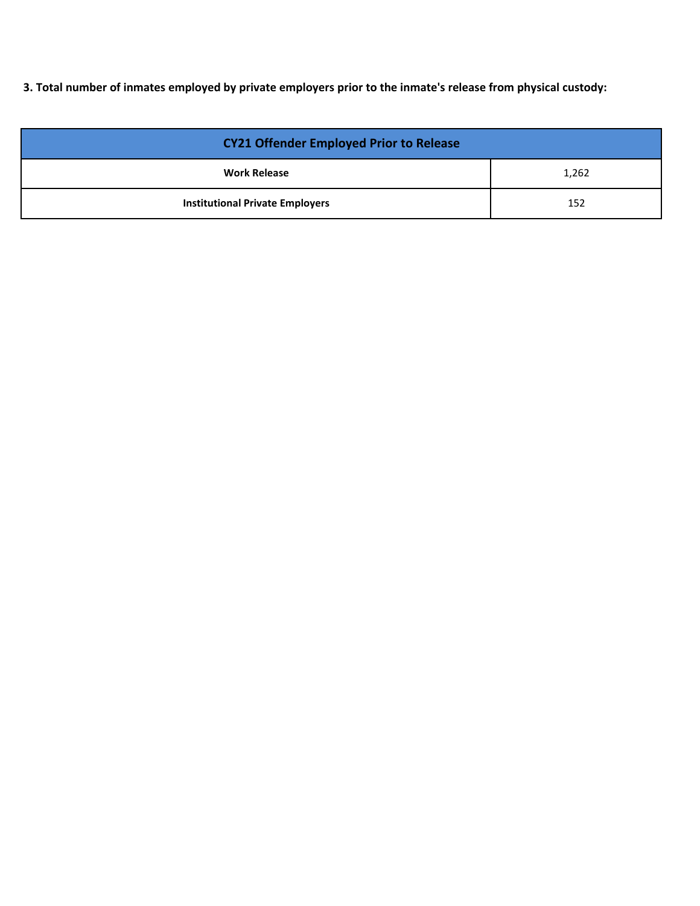**3. Total number of inmates employed by private employers prior to the inmate's release from physical custody:**

| CY21 Offender Employed Prior to Release | |
|---|---|
| **Work Release** | 1,262 |
| **Institutional Private Employers** | 152 |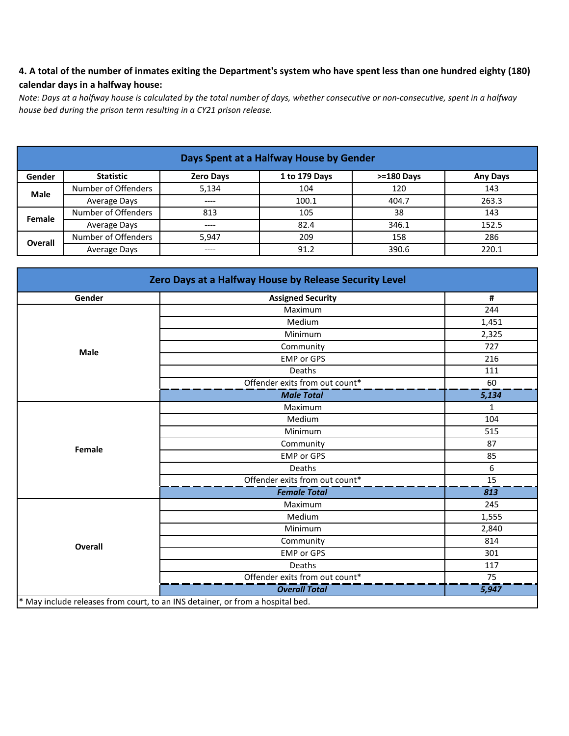**4. A total of the number of inmates exiting the Department's system who have spent less than one hundred eighty (180) calendar days in a halfway house:**

*Note: Days at a halfway house is calculated by the total number of days, whether consecutive or non-consecutive, spent in a halfway house bed during the prison term resulting in a CY21 prison release.*

| Days Spent at a Halfway House by Gender | | | | | |
|---|---|---|---|---|---|
| **Gender** | **Statistic** | **Zero Days** | **1 to 179 Days** | **>=180 Days** | **Any Days** |
| **Male** | Number of Offenders | 5,134 | 104 | 120 | 143 |
| | Average Days | ---- | 100.1 | 404.7 | 263.3 |
| **Female** | Number of Offenders | 813 | 105 | 38 | 143 |
| | Average Days | ---- | 82.4 | 346.1 | 152.5 |
| **Overall** | Number of Offenders | 5,947 | 209 | 158 | 286 |
| | Average Days | ---- | 91.2 | 390.6 | 220.1 |

| Zero Days at a Halfway House by Release Security Level | | |
|---|---|---|
| **Gender** | **Assigned Security** | **#** |
| **Male** | Maximum | 244 |
| | Medium | 1,451 |
| | Minimum | 2,325 |
| | Community | 727 |
| | EMP or GPS | 216 |
| | Deaths | 111 |
| | Offender exits from out count* | 60 |
| | ***Male Total*** | ***5,134*** |
| **Female** | Maximum | 1 |
| | Medium | 104 |
| | Minimum | 515 |
| | Community | 87 |
| | EMP or GPS | 85 |
| | Deaths | 6 |
| | Offender exits from out count* | 15 |
| | ***Female Total*** | ***813*** |
| **Overall** | Maximum | 245 |
| | Medium | 1,555 |
| | Minimum | 2,840 |
| | Community | 814 |
| | EMP or GPS | 301 |
| | Deaths | 117 |
| | Offender exits from out count* | 75 |
| | ***Overall Total*** | ***5,947*** |

* May include releases from court, to an INS detainer, or from a hospital bed.